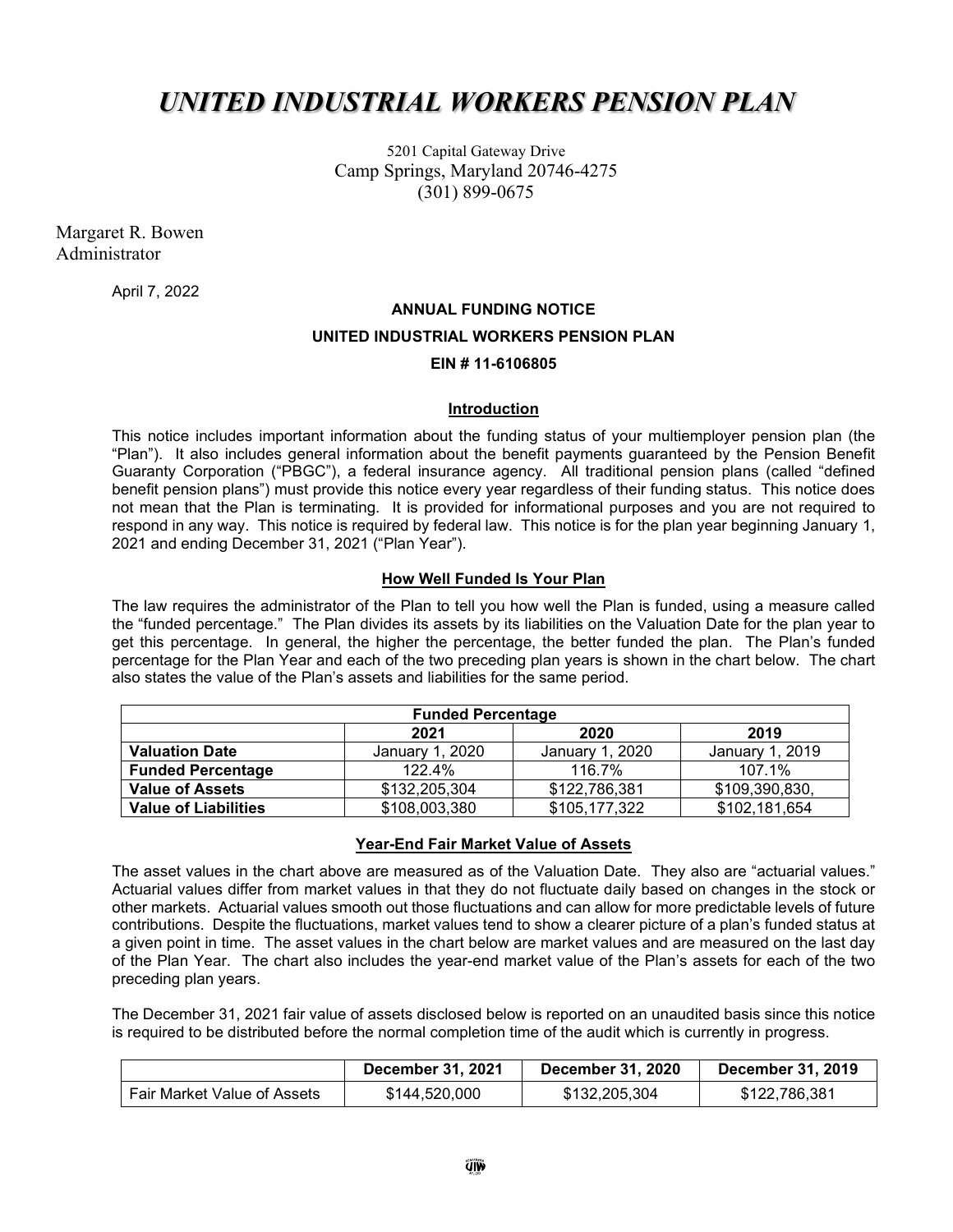# ***UNITED INDUSTRIAL WORKERS PENSION PLAN***

5201 Capital Gateway Drive
Camp Springs, Maryland 20746-4275
(301) 899-0675

Margaret R. Bowen
Administrator

April 7, 2022

**ANNUAL FUNDING NOTICE**

**UNITED INDUSTRIAL WORKERS PENSION PLAN**

**EIN # 11-6106805**

## Introduction

This notice includes important information about the funding status of your multiemployer pension plan (the "Plan"). It also includes general information about the benefit payments guaranteed by the Pension Benefit Guaranty Corporation ("PBGC"), a federal insurance agency. All traditional pension plans (called "defined benefit pension plans") must provide this notice every year regardless of their funding status. This notice does not mean that the Plan is terminating. It is provided for informational purposes and you are not required to respond in any way. This notice is required by federal law. This notice is for the plan year beginning January 1, 2021 and ending December 31, 2021 ("Plan Year").

## How Well Funded Is Your Plan

The law requires the administrator of the Plan to tell you how well the Plan is funded, using a measure called the "funded percentage." The Plan divides its assets by its liabilities on the Valuation Date for the plan year to get this percentage. In general, the higher the percentage, the better funded the plan. The Plan's funded percentage for the Plan Year and each of the two preceding plan years is shown in the chart below. The chart also states the value of the Plan's assets and liabilities for the same period.

| **Funded Percentage** | | | |
|---|---|---|---|
| | **2021** | **2020** | **2019** |
| **Valuation Date** | January 1, 2020 | January 1, 2020 | January 1, 2019 |
| **Funded Percentage** | 122.4% | 116.7% | 107.1% |
| **Value of Assets** | $132,205,304 | $122,786,381 | $109,390,830, |
| **Value of Liabilities** | $108,003,380 | $105,177,322 | $102,181,654 |

## Year-End Fair Market Value of Assets

The asset values in the chart above are measured as of the Valuation Date. They also are "actuarial values." Actuarial values differ from market values in that they do not fluctuate daily based on changes in the stock or other markets. Actuarial values smooth out those fluctuations and can allow for more predictable levels of future contributions. Despite the fluctuations, market values tend to show a clearer picture of a plan's funded status at a given point in time. The asset values in the chart below are market values and are measured on the last day of the Plan Year. The chart also includes the year-end market value of the Plan's assets for each of the two preceding plan years.

The December 31, 2021 fair value of assets disclosed below is reported on an unaudited basis since this notice is required to be distributed before the normal completion time of the audit which is currently in progress.

| | **December 31, 2021** | **December 31, 2020** | **December 31, 2019** |
|---|---|---|---|
| Fair Market Value of Assets | $144,520,000 | $132,205,304 | $122,786,381 |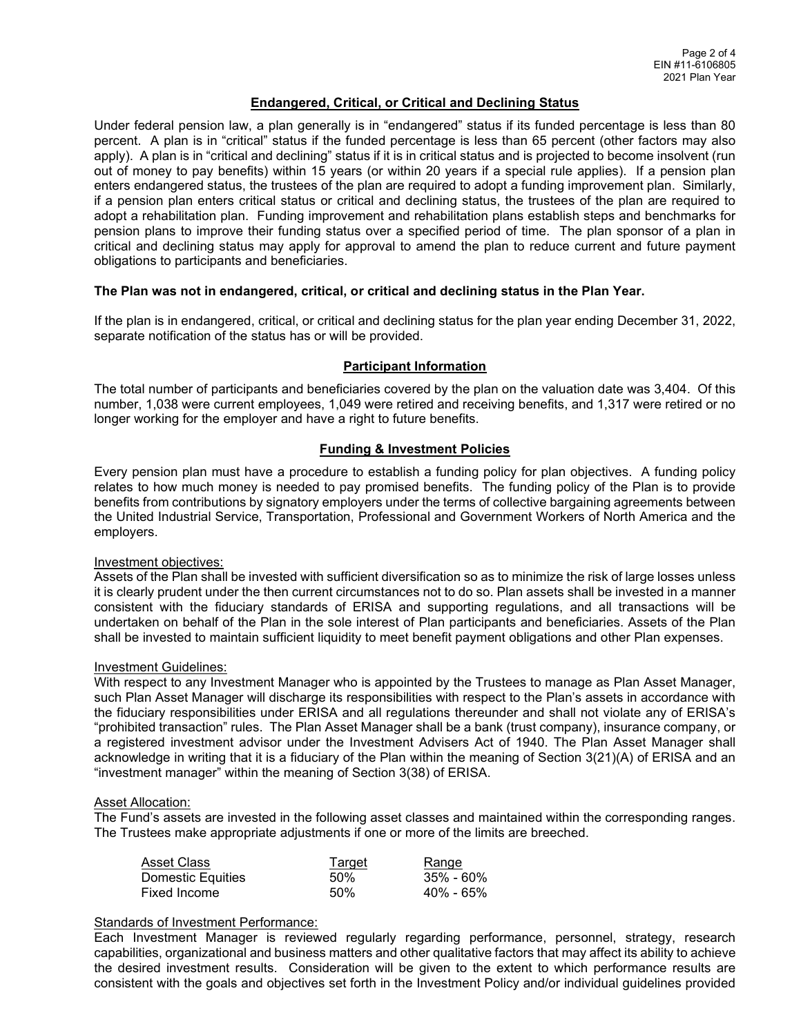## Endangered, Critical, or Critical and Declining Status

Under federal pension law, a plan generally is in "endangered" status if its funded percentage is less than 80 percent. A plan is in "critical" status if the funded percentage is less than 65 percent (other factors may also apply). A plan is in "critical and declining" status if it is in critical status and is projected to become insolvent (run out of money to pay benefits) within 15 years (or within 20 years if a special rule applies). If a pension plan enters endangered status, the trustees of the plan are required to adopt a funding improvement plan. Similarly, if a pension plan enters critical status or critical and declining status, the trustees of the plan are required to adopt a rehabilitation plan. Funding improvement and rehabilitation plans establish steps and benchmarks for pension plans to improve their funding status over a specified period of time. The plan sponsor of a plan in critical and declining status may apply for approval to amend the plan to reduce current and future payment obligations to participants and beneficiaries.

**The Plan was not in endangered, critical, or critical and declining status in the Plan Year.**

If the plan is in endangered, critical, or critical and declining status for the plan year ending December 31, 2022, separate notification of the status has or will be provided.

## Participant Information

The total number of participants and beneficiaries covered by the plan on the valuation date was 3,404. Of this number, 1,038 were current employees, 1,049 were retired and receiving benefits, and 1,317 were retired or no longer working for the employer and have a right to future benefits.

## Funding & Investment Policies

Every pension plan must have a procedure to establish a funding policy for plan objectives. A funding policy relates to how much money is needed to pay promised benefits. The funding policy of the Plan is to provide benefits from contributions by signatory employers under the terms of collective bargaining agreements between the United Industrial Service, Transportation, Professional and Government Workers of North America and the employers.

Investment objectives:

Assets of the Plan shall be invested with sufficient diversification so as to minimize the risk of large losses unless it is clearly prudent under the then current circumstances not to do so. Plan assets shall be invested in a manner consistent with the fiduciary standards of ERISA and supporting regulations, and all transactions will be undertaken on behalf of the Plan in the sole interest of Plan participants and beneficiaries. Assets of the Plan shall be invested to maintain sufficient liquidity to meet benefit payment obligations and other Plan expenses.

Investment Guidelines:

With respect to any Investment Manager who is appointed by the Trustees to manage as Plan Asset Manager, such Plan Asset Manager will discharge its responsibilities with respect to the Plan's assets in accordance with the fiduciary responsibilities under ERISA and all regulations thereunder and shall not violate any of ERISA's "prohibited transaction" rules. The Plan Asset Manager shall be a bank (trust company), insurance company, or a registered investment advisor under the Investment Advisers Act of 1940. The Plan Asset Manager shall acknowledge in writing that it is a fiduciary of the Plan within the meaning of Section 3(21)(A) of ERISA and an "investment manager" within the meaning of Section 3(38) of ERISA.

Asset Allocation:

The Fund's assets are invested in the following asset classes and maintained within the corresponding ranges. The Trustees make appropriate adjustments if one or more of the limits are breeched.

| Asset Class | Target | Range |
|---|---|---|
| Domestic Equities | 50% | 35% - 60% |
| Fixed Income | 50% | 40% - 65% |

Standards of Investment Performance:

Each Investment Manager is reviewed regularly regarding performance, personnel, strategy, research capabilities, organizational and business matters and other qualitative factors that may affect its ability to achieve the desired investment results. Consideration will be given to the extent to which performance results are consistent with the goals and objectives set forth in the Investment Policy and/or individual guidelines provided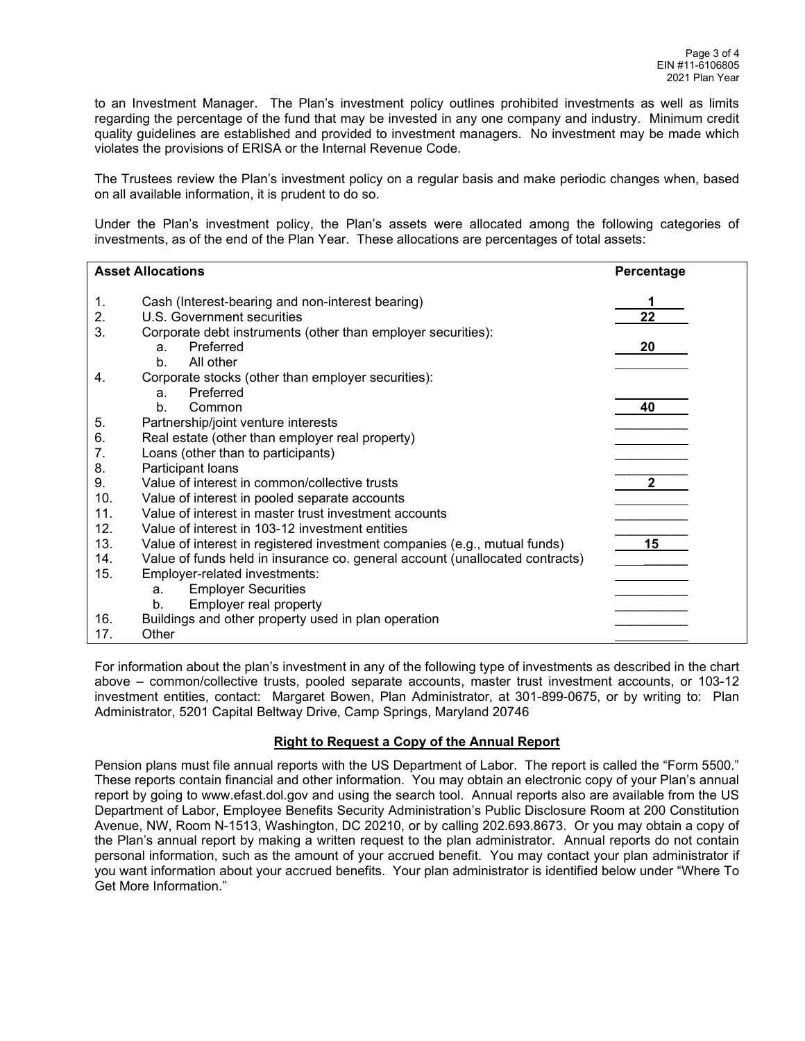to an Investment Manager. The Plan's investment policy outlines prohibited investments as well as limits regarding the percentage of the fund that may be invested in any one company and industry. Minimum credit quality guidelines are established and provided to investment managers. No investment may be made which violates the provisions of ERISA or the Internal Revenue Code.

The Trustees review the Plan's investment policy on a regular basis and make periodic changes when, based on all available information, it is prudent to do so.

Under the Plan's investment policy, the Plan's assets were allocated among the following categories of investments, as of the end of the Plan Year. These allocations are percentages of total assets:

| Asset Allocations | | Percentage |
|---|---|---|
| 1. | Cash (Interest-bearing and non-interest bearing) | 1 |
| 2. | U.S. Government securities | 22 |
| 3. | Corporate debt instruments (other than employer securities): | |
| | a. Preferred | 20 |
| | b. All other | |
| 4. | Corporate stocks (other than employer securities): | |
| | a. Preferred | |
| | b. Common | 40 |
| 5. | Partnership/joint venture interests | |
| 6. | Real estate (other than employer real property) | |
| 7. | Loans (other than to participants) | |
| 8. | Participant loans | |
| 9. | Value of interest in common/collective trusts | 2 |
| 10. | Value of interest in pooled separate accounts | |
| 11. | Value of interest in master trust investment accounts | |
| 12. | Value of interest in 103-12 investment entities | |
| 13. | Value of interest in registered investment companies (e.g., mutual funds) | 15 |
| 14. | Value of funds held in insurance co. general account (unallocated contracts) | |
| 15. | Employer-related investments: | |
| | a. Employer Securities | |
| | b. Employer real property | |
| 16. | Buildings and other property used in plan operation | |
| 17. | Other | |

For information about the plan's investment in any of the following type of investments as described in the chart above – common/collective trusts, pooled separate accounts, master trust investment accounts, or 103-12 investment entities, contact: Margaret Bowen, Plan Administrator, at 301-899-0675, or by writing to: Plan Administrator, 5201 Capital Beltway Drive, Camp Springs, Maryland 20746

## Right to Request a Copy of the Annual Report

Pension plans must file annual reports with the US Department of Labor. The report is called the "Form 5500." These reports contain financial and other information. You may obtain an electronic copy of your Plan's annual report by going to www.efast.dol.gov and using the search tool. Annual reports also are available from the US Department of Labor, Employee Benefits Security Administration's Public Disclosure Room at 200 Constitution Avenue, NW, Room N-1513, Washington, DC 20210, or by calling 202.693.8673. Or you may obtain a copy of the Plan's annual report by making a written request to the plan administrator. Annual reports do not contain personal information, such as the amount of your accrued benefit. You may contact your plan administrator if you want information about your accrued benefits. Your plan administrator is identified below under "Where To Get More Information."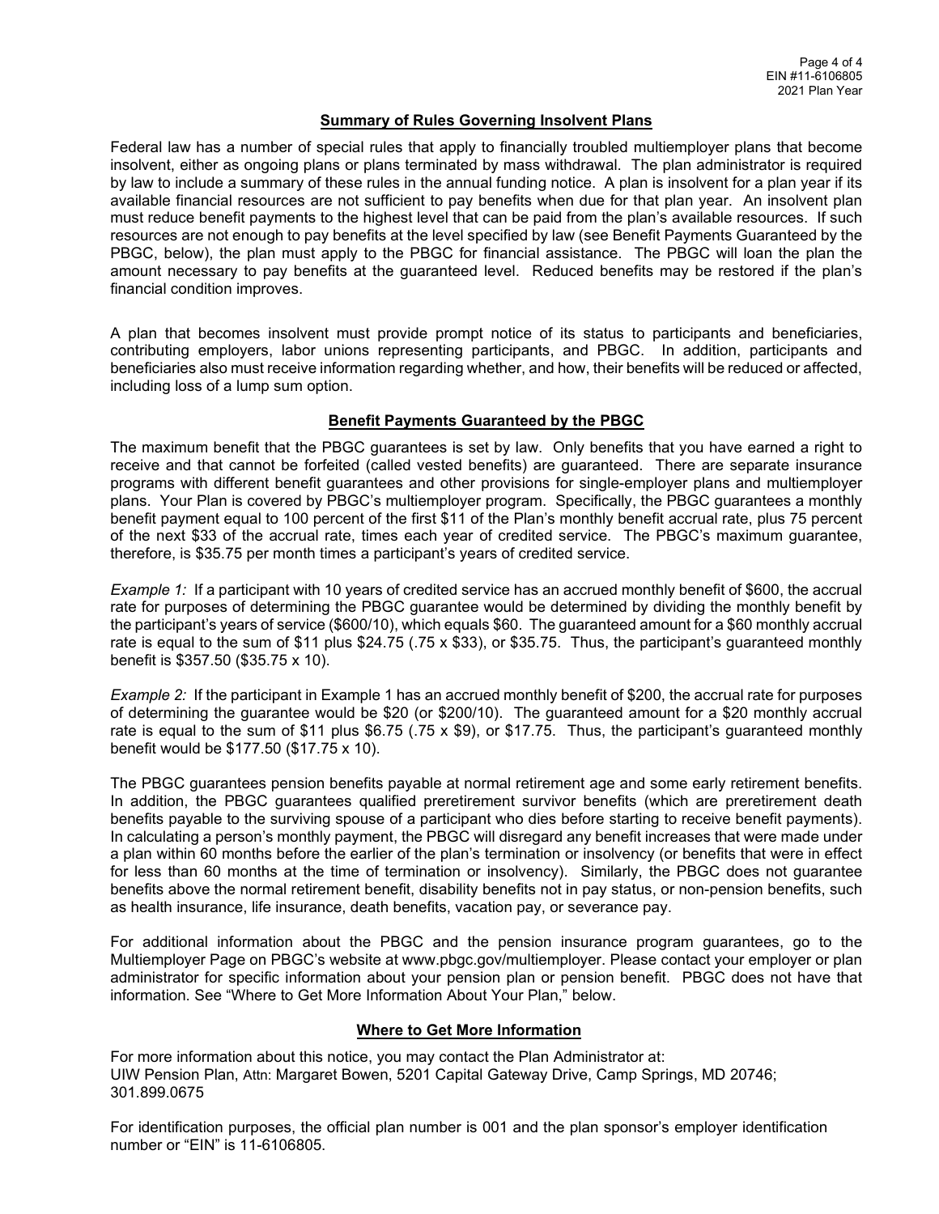## Summary of Rules Governing Insolvent Plans

Federal law has a number of special rules that apply to financially troubled multiemployer plans that become insolvent, either as ongoing plans or plans terminated by mass withdrawal. The plan administrator is required by law to include a summary of these rules in the annual funding notice. A plan is insolvent for a plan year if its available financial resources are not sufficient to pay benefits when due for that plan year. An insolvent plan must reduce benefit payments to the highest level that can be paid from the plan's available resources. If such resources are not enough to pay benefits at the level specified by law (see Benefit Payments Guaranteed by the PBGC, below), the plan must apply to the PBGC for financial assistance. The PBGC will loan the plan the amount necessary to pay benefits at the guaranteed level. Reduced benefits may be restored if the plan's financial condition improves.

A plan that becomes insolvent must provide prompt notice of its status to participants and beneficiaries, contributing employers, labor unions representing participants, and PBGC. In addition, participants and beneficiaries also must receive information regarding whether, and how, their benefits will be reduced or affected, including loss of a lump sum option.

## Benefit Payments Guaranteed by the PBGC

The maximum benefit that the PBGC guarantees is set by law. Only benefits that you have earned a right to receive and that cannot be forfeited (called vested benefits) are guaranteed. There are separate insurance programs with different benefit guarantees and other provisions for single-employer plans and multiemployer plans. Your Plan is covered by PBGC's multiemployer program. Specifically, the PBGC guarantees a monthly benefit payment equal to 100 percent of the first $11 of the Plan's monthly benefit accrual rate, plus 75 percent of the next $33 of the accrual rate, times each year of credited service. The PBGC's maximum guarantee, therefore, is $35.75 per month times a participant's years of credited service.

*Example 1:* If a participant with 10 years of credited service has an accrued monthly benefit of $600, the accrual rate for purposes of determining the PBGC guarantee would be determined by dividing the monthly benefit by the participant's years of service ($600/10), which equals $60. The guaranteed amount for a $60 monthly accrual rate is equal to the sum of $11 plus $24.75 (.75 x $33), or $35.75. Thus, the participant's guaranteed monthly benefit is $357.50 ($35.75 x 10).

*Example 2:* If the participant in Example 1 has an accrued monthly benefit of $200, the accrual rate for purposes of determining the guarantee would be $20 (or $200/10). The guaranteed amount for a $20 monthly accrual rate is equal to the sum of $11 plus $6.75 (.75 x $9), or $17.75. Thus, the participant's guaranteed monthly benefit would be $177.50 ($17.75 x 10).

The PBGC guarantees pension benefits payable at normal retirement age and some early retirement benefits. In addition, the PBGC guarantees qualified preretirement survivor benefits (which are preretirement death benefits payable to the surviving spouse of a participant who dies before starting to receive benefit payments). In calculating a person's monthly payment, the PBGC will disregard any benefit increases that were made under a plan within 60 months before the earlier of the plan's termination or insolvency (or benefits that were in effect for less than 60 months at the time of termination or insolvency). Similarly, the PBGC does not guarantee benefits above the normal retirement benefit, disability benefits not in pay status, or non-pension benefits, such as health insurance, life insurance, death benefits, vacation pay, or severance pay.

For additional information about the PBGC and the pension insurance program guarantees, go to the Multiemployer Page on PBGC's website at www.pbgc.gov/multiemployer. Please contact your employer or plan administrator for specific information about your pension plan or pension benefit. PBGC does not have that information. See "Where to Get More Information About Your Plan," below.

## Where to Get More Information

For more information about this notice, you may contact the Plan Administrator at:
UIW Pension Plan, Attn: Margaret Bowen, 5201 Capital Gateway Drive, Camp Springs, MD 20746; 301.899.0675

For identification purposes, the official plan number is 001 and the plan sponsor's employer identification number or "EIN" is 11-6106805.